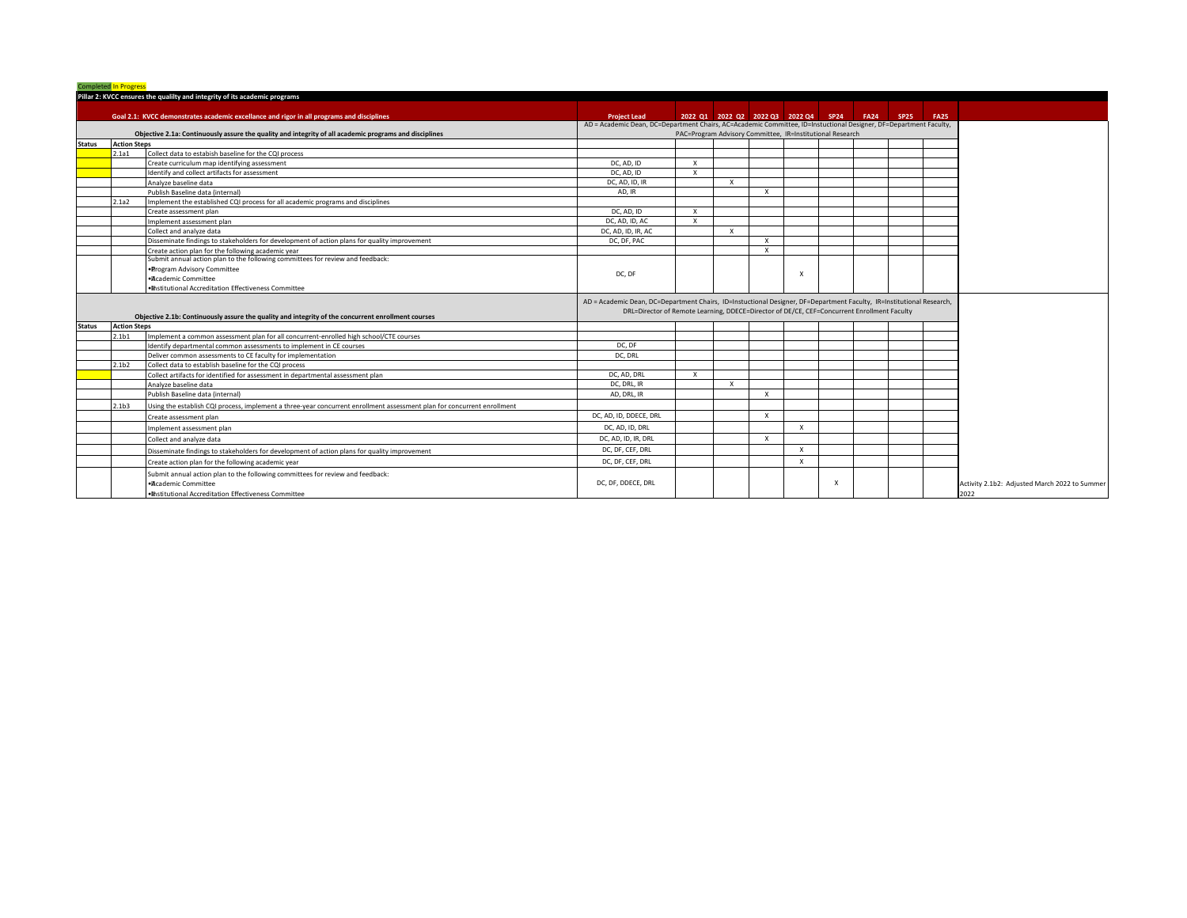Completed In Progress

**Pillar 2: KVCC ensures the quality and integrity of its academic programs**

| Status | Action Steps | | Project Lead | 2022 Q1 | 2022 Q2 | 2022 Q3 | 2022 Q4 | SP24 | FA24 | SP25 | FA25 | |
|---|---|---|---|---|---|---|---|---|---|---|---|---|
| | | **Goal 2.1: KVCC demonstrates academic excellance and rigor in all programs and disciplines** | **Project Lead** | **2022 Q1** | **2022 Q2** | **2022 Q3** | **2022 Q4** | **SP24** | **FA24** | **SP25** | **FA25** | |
| | | **Objective 2.1a: Continuously assure the quality and integrity of all academic programs and disciplines** | AD = Academic Dean, DC=Department Chairs, AC=Academic Committee, ID=Instuctional Designer, DF=Department Faculty, PAC=Program Advisory Committee, IR=Institutional Research | | | | | | | | | |
| **Status** | **Action Steps** | | | | | | | | | | | |
| | 2.1a1 | Collect data to estabish baseline for the CQI process | | | | | | | | | | |
| | | Create curriculum map identifying assessment | DC, AD, ID | X | | | | | | | | |
| | | Identify and collect artifacts for assessment | DC, AD, ID | X | | | | | | | | |
| | | Analyze baseline data | DC, AD, ID, IR | | X | | | | | | | |
| | | Publish Baseline data (internal) | AD, IR | | | X | | | | | | |
| | 2.1a2 | Implement the established CQI process for all academic programs and disciplines | | | | | | | | | | |
| | | Create assessment plan | DC, AD, ID | X | | | | | | | | |
| | | Implement assessment plan | DC, AD, ID, AC | X | | | | | | | | |
| | | Collect and analyze data | DC, AD, ID, IR, AC | | X | | | | | | | |
| | | Disseminate findings to stakeholders for development of action plans for quality improvement | DC, DF, PAC | | | X | | | | | | |
| | | Create action plan for the following academic year | | | | X | | | | | | |
| | | Submit annual action plan to the following committees for review and feedback: •Program Advisory Committee •Academic Committee •Institutional Accreditation Effectiveness Committee | DC, DF | | | | X | | | | | |
| | | **Objective 2.1b: Continuously assure the quality and integrity of the concurrent enrollment courses** | AD = Academic Dean, DC=Department Chairs, ID=Instuctional Designer, DF=Department Faculty, IR=Institutional Research, DRL=Director of Remote Learning, DDECE=Director of DE/CE, CEF=Concurrent Enrollment Faculty | | | | | | | | | |
| **Status** | **Action Steps** | | | | | | | | | | | |
| | 2.1b1 | Implement a common assessment plan for all concurrent-enrolled high school/CTE courses | | | | | | | | | | |
| | | Identify departmental common assessments to implement in CE courses | DC, DF | | | | | | | | | |
| | | Deliver common assessments to CE faculty for implementation | DC, DRL | | | | | | | | | |
| | 2.1b2 | Collect data to establish baseline for the CQI process | | | | | | | | | | |
| | | Collect artifacts for identified for assessment in departmental assessment plan | DC, AD, DRL | X | | | | | | | | |
| | | Analyze baseline data | DC, DRL, IR | | X | | | | | | | |
| | | Publish Baseline data (internal) | AD, DRL, IR | | | X | | | | | | |
| | 2.1b3 | Using the establish CQI process, implement a three-year concurrent enrollment assessment plan for concurrent enrollment | | | | | | | | | | |
| | | Create assessment plan | DC, AD, ID, DDECE, DRL | | | X | | | | | | |
| | | Implement assessment plan | DC, AD, ID, DRL | | | | X | | | | | |
| | | Collect and analyze data | DC, AD, ID, IR, DRL | | | X | | | | | | |
| | | Disseminate findings to stakeholders for development of action plans for quality improvement | DC, DF, CEF, DRL | | | | X | | | | | |
| | | Create action plan for the following academic year | DC, DF, CEF, DRL | | | | X | | | | | |
| | | Submit annual action plan to the following committees for review and feedback: •Academic Committee •Institutional Accreditation Effectiveness Committee | DC, DF, DDECE, DRL | | | | | X | | | | Activity 2.1b2: Adjusted March 2022 to Summer 2022 |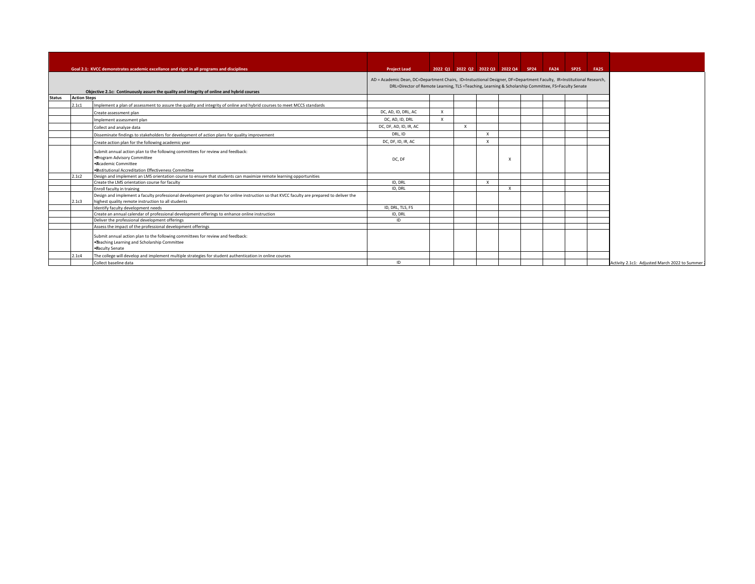| Status | Action Steps | Goal 2.1: KVCC demonstrates academic excellence and rigor in all programs and disciplines | Project Lead | 2022 Q1 | 2022 Q2 | 2022 Q3 | 2022 Q4 | SP24 | FA24 | SP25 | FA25 | |
|---|---|---|---|---|---|---|---|---|---|---|---|---|
| | | Objective 2.1c: Continuously assure the quality and integrity of online and hybrid courses | AD = Academic Dean, DC=Department Chairs, ID=Instuctional Designer, DF=Department Faculty, IR=Institutional Research, DRL=Director of Remote Learning, TLS =Teaching, Learning & Scholarship Committee, FS=Faculty Senate | | | | | | | | | |
| | 2.1c1 | Implement a plan of assessment to assure the quality and integrity of online and hybrid courses to meet MCCS standards | | | | | | | | | | |
| | | Create assessment plan | DC, AD, ID, DRL, AC | X | | | | | | | | |
| | | Implement assessment plan | DC, AD, ID, DRL | X | | | | | | | | |
| | | Collect and analyze data | DC, DF, AD, ID, IR, AC | | X | | | | | | | |
| | | Disseminate findings to stakeholders for development of action plans for quality improvement | DRL, ID | | | X | | | | | | |
| | | Create action plan for the following academic year | DC, DF, ID, IR, AC | | | X | | | | | | |
| | | Submit annual action plan to the following committees for review and feedback:<br>• Program Advisory Committee<br>• Academic Committee<br>• Institutional Accreditation Effectiveness Committee | DC, DF | | | | X | | | | | |
| | 2.1c2 | Design and implement an LMS orientation course to ensure that students can maximize remote learning opportunities | | | | | | | | | | |
| | | Create the LMS orientation course for faculty | ID, DRL | | | X | | | | | | |
| | | Enroll faculty in training | ID, DRL | | | | X | | | | | |
| | 2.1c3 | Design and implement a faculty professional development program for online instruction so that KVCC faculty are prepared to deliver the highest quality remote instruction to all students | | | | | | | | | | |
| | | Identify faculty development needs | ID, DRL, TLS, FS | | | | | | | | | |
| | | Create an annual calendar of professional development offerings to enhance online instruction | ID, DRL | | | | | | | | | |
| | | Deliver the professional development offerings | ID | | | | | | | | | |
| | | Assess the impact of the professional development offerings | | | | | | | | | | |
| | | Submit annual action plan to the following committees for review and feedback:<br>• Teaching Learning and Scholarship Committee<br>• Faculty Senate | | | | | | | | | | |
| | 2.1c4 | The college will develop and implement multiple strategies for student authentication in online courses | | | | | | | | | | |
| | | Collect baseline data | ID | | | | | | | | | Activity 2.1c1: Adjusted March 2022 to Summer |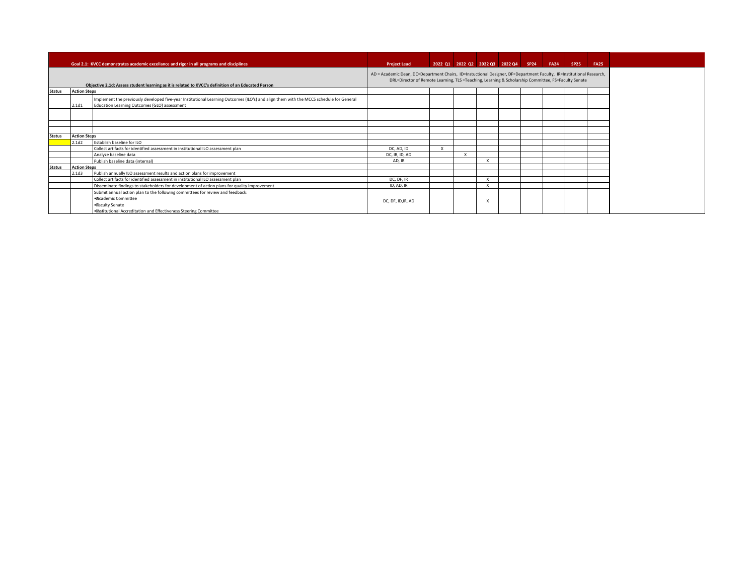| Status | | Goal 2.1: KVCC demonstrates academic excellance and rigor in all programs and disciplines | Project Lead | 2022 Q1 | 2022 Q2 | 2022 Q3 | 2022 Q4 | SP24 | FA24 | SP25 | FA25 |
|---|---|---|---|---|---|---|---|---|---|---|---|
| | | Objective 2.1d: Assess student learning as it is related to KVCC's definition of an Educated Person | AD = Academic Dean, DC=Department Chairs, ID=Instuctional Designer, DF=Department Faculty, IR=Institutional Research, DRL=Director of Remote Learning, TLS =Teaching, Learning & Scholarship Committee, FS=Faculty Senate | | | | | | | | |
| Status | Action Steps | | | | | | | | | | |
| | 2.1d1 | Implement the previously developed five-year Institutional Learning Outcomes (ILO's) and align them with the MCCS schedule for General Education Learning Outcomes (GLO) assessment | | | | | | | | | |
| | | | | | | | | | | | |
| | | | | | | | | | | | |
| | | | | | | | | | | | |
| Status | Action Steps | | | | | | | | | | |
| | 2.1d2 | Establish baseline for ILO | | | | | | | | | |
| | | Collect artifacts for identified assessment in institutional ILO assessment plan | DC, AD, ID | X | | | | | | | |
| | | Analyze baseline data | DC, IR, ID, AD | | X | | | | | | |
| | | Publish baseline data (internal) | AD, IR | | | X | | | | | |
| Status | Action Steps | | | | | | | | | | |
| | 2.1d3 | Publish annually ILO assessment results and action plans for improvement | | | | | | | | | |
| | | Collect artifacts for identified assessment in institutional ILO assessment plan | DC, DF, IR | | | X | | | | | |
| | | Disseminate findings to stakeholders for development of action plans for quality improvement | ID, AD, IR | | | X | | | | | |
| | | Submit annual action plan to the following committees for review and feedback: •Academic Committee •Faculty Senate •Institutional Accreditation and Effectiveness Steering Committee | DC, DF, ID,IR, AD | | | X | | | | | |